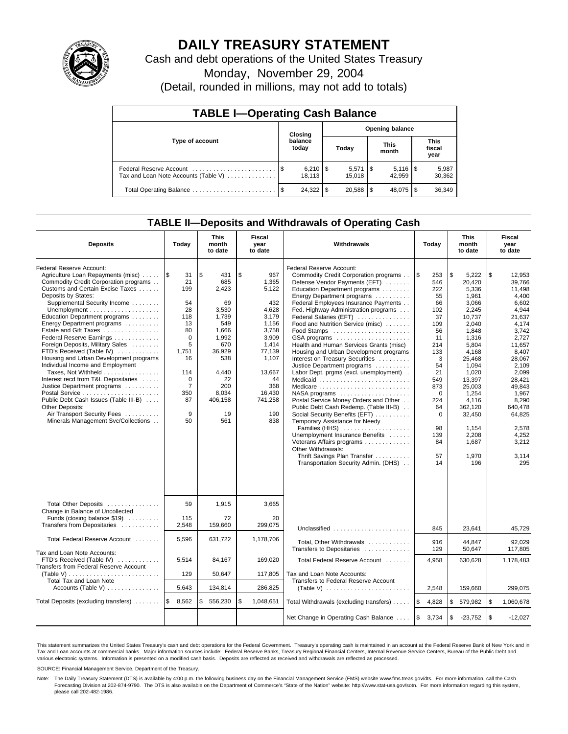# DAILY TREASURY STATEMENT

Cash and debt operations of the United States Treasury

Monday, November 29, 2004

(Detail, rounded in millions, may not add to totals)

## TABLE I—Operating Cash Balance

| Type of account | Closing balance today | Opening balance Today | Opening balance This month | Opening balance This fiscal year |
|---|---|---|---|---|
| Federal Reserve Account | $ 6,210 | $ 5,571 | $ 5,116 | $ 5,987 |
| Tax and Loan Note Accounts (Table V) | 18,113 | 15,018 | 42,959 | 30,362 |
| Total Operating Balance | $ 24,322 | $ 20,588 | $ 48,075 | $ 36,349 |

## TABLE II—Deposits and Withdrawals of Operating Cash

| Deposits | Today | This month to date | Fiscal year to date | Withdrawals | Today | This month to date | Fiscal year to date |
|---|---|---|---|---|---|---|---|
| Federal Reserve Account: | | | | Federal Reserve Account: | | | |
| Agriculture Loan Repayments (misc) | $ 31 | $ 431 | $ 967 | Commodity Credit Corporation programs | $ 253 | $ 5,222 | $ 12,953 |
| Commodity Credit Corporation programs | 21 | 685 | 1,365 | Defense Vendor Payments (EFT) | 546 | 20,420 | 39,766 |
| Customs and Certain Excise Taxes | 199 | 2,423 | 5,122 | Education Department programs | 222 | 5,336 | 11,498 |
| Deposits by States: | | | | Energy Department programs | 55 | 1,961 | 4,400 |
| Supplemental Security Income | 54 | 69 | 432 | Federal Employees Insurance Payments | 66 | 3,066 | 6,602 |
| Unemployment | 28 | 3,530 | 4,628 | Fed. Highway Administration programs | 102 | 2,245 | 4,944 |
| Education Department programs | 118 | 1,739 | 3,179 | Federal Salaries (EFT) | 37 | 10,737 | 21,637 |
| Energy Department programs | 13 | 549 | 1,156 | Food and Nutrition Service (misc) | 109 | 2,040 | 4,174 |
| Estate and Gift Taxes | 80 | 1,666 | 3,758 | Food Stamps | 56 | 1,848 | 3,742 |
| Federal Reserve Earnings | 0 | 1,992 | 3,909 | GSA programs | 11 | 1,316 | 2,727 |
| Foreign Deposits, Military Sales | 5 | 670 | 1,414 | Health and Human Services Grants (misc) | 214 | 5,804 | 11,657 |
| FTD's Received (Table IV) | 1,751 | 36,929 | 77,139 | Housing and Urban Development programs | 133 | 4,168 | 8,407 |
| Housing and Urban Development programs | 16 | 538 | 1,107 | Interest on Treasury Securities | 3 | 25,468 | 28,067 |
| Individual Income and Employment Taxes, Not Withheld | 114 | 4,440 | 13,667 | Justice Department programs | 54 | 1,094 | 2,109 |
| Interest recd from T&L Depositaries | 0 | 22 | 44 | Labor Dept. prgms (excl. unemployment) | 21 | 1,020 | 2,099 |
| Justice Department programs | 7 | 200 | 368 | Medicaid | 549 | 13,397 | 28,421 |
| Postal Service | 350 | 8,034 | 16,430 | Medicare | 873 | 25,003 | 49,843 |
| Public Debt Cash Issues (Table III-B) | 87 | 406,158 | 741,258 | NASA programs | 0 | 1,254 | 1,967 |
| Other Deposits: | | | | Postal Service Money Orders and Other | 224 | 4,116 | 8,290 |
| Air Transport Security Fees | 9 | 19 | 190 | Public Debt Cash Redemp. (Table III-B) | 64 | 362,120 | 640,478 |
| Minerals Management Svc/Collections | 50 | 561 | 838 | Social Security Benefits (EFT) | 0 | 32,450 | 64,825 |
| | | | | Temporary Assistance for Needy Families (HHS) | 98 | 1,154 | 2,578 |
| | | | | Unemployment Insurance Benefits | 139 | 2,208 | 4,252 |
| | | | | Veterans Affairs programs | 84 | 1,687 | 3,212 |
| | | | | Other Withdrawals: | | | |
| | | | | Thrift Savings Plan Transfer | 57 | 1,970 | 3,114 |
| | | | | Transportation Security Admin. (DHS) | 14 | 196 | 295 |
| Total Other Deposits | 59 | 1,915 | 3,665 | | | | |
| Change in Balance of Uncollected Funds (closing balance $19) | 115 | 72 | 20 | | | | |
| Transfers from Depositaries | 2,548 | 159,660 | 299,075 | Unclassified | 845 | 23,641 | 45,729 |
| Total Federal Reserve Account | 5,596 | 631,722 | 1,178,706 | Total, Other Withdrawals | 916 | 44,847 | 92,029 |
| | | | | Transfers to Depositaries | 129 | 50,647 | 117,805 |
| Tax and Loan Note Accounts: | | | | Total Federal Reserve Account | 4,958 | 630,628 | 1,178,483 |
| FTD's Received (Table IV) | 5,514 | 84,167 | 169,020 | | | | |
| Transfers from Federal Reserve Account (Table V) | 129 | 50,647 | 117,805 | Tax and Loan Note Accounts: | | | |
| Total Tax and Loan Note Accounts (Table V) | 5,643 | 134,814 | 286,825 | Transfers to Federal Reserve Account (Table V) | 2,548 | 159,660 | 299,075 |
| Total Deposits (excluding transfers) | $ 8,562 | $ 556,230 | $ 1,048,651 | Total Withdrawals (excluding transfers) | $ 4,828 | $ 579,982 | $ 1,060,678 |
| | | | | Net Change in Operating Cash Balance | $ 3,734 | $ -23,752 | $ -12,027 |

This statement summarizes the United States Treasury's cash and debt operations for the Federal Government. Treasury's operating cash is maintained in an account at the Federal Reserve Bank of New York and in Tax and Loan accounts at commercial banks. Major information sources include: Federal Reserve Banks, Treasury Regional Financial Centers, Internal Revenue Service Centers, Bureau of the Public Debt and various electronic systems. Information is presented on a modified cash basis. Deposits are reflected as received and withdrawals are reflected as processed.

SOURCE: Financial Management Service, Department of the Treasury.

Note: The Daily Treasury Statement (DTS) is available by 4:00 p.m. the following business day on the Financial Management Service (FMS) website www.fms.treas.gov/dts. For more information, call the Cash Forecasting Division at 202-874-9790. The DTS is also available on the Department of Commerce's "State of the Nation" website: http://www.stat-usa.gov/sotn. For more information regarding this system, please call 202-482-1986.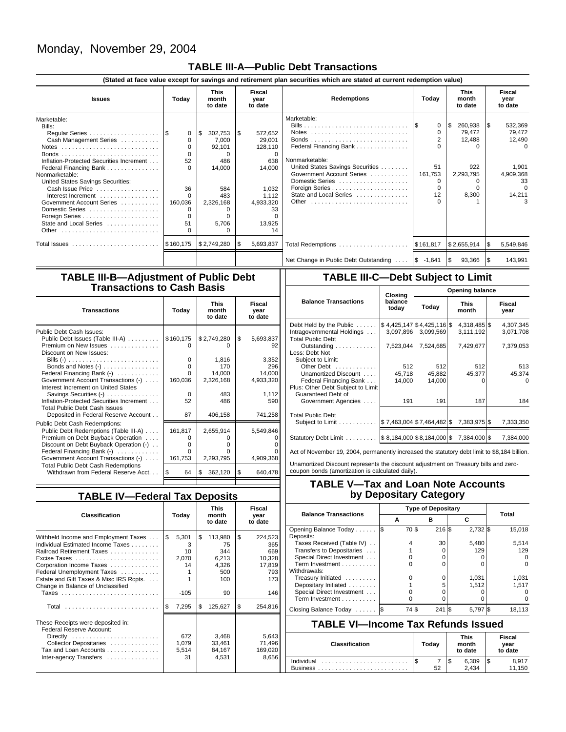Monday, November 29, 2004

## TABLE III-A—Public Debt Transactions

(Stated at face value except for savings and retirement plan securities which are stated at current redemption value)

| Issues | Today | This month to date | Fiscal year to date | Redemptions | Today | This month to date | Fiscal year to date |
|---|---|---|---|---|---|---|---|
| Marketable: | | | | Marketable: | | | |
| Bills: | | | | Bills | $ 0 | $ 260,938 | $ 532,369 |
| Regular Series | $ 0 | $ 302,753 | $ 572,652 | Notes | 0 | 79,472 | 79,472 |
| Cash Management Series | 0 | 7,000 | 29,001 | Bonds | 2 | 12,488 | 12,490 |
| Notes | 0 | 92,101 | 128,110 | Federal Financing Bank | 0 | 0 | 0 |
| Bonds | 0 | 0 | 0 | | | | |
| Inflation-Protected Securities Increment | 52 | 486 | 638 | Nonmarketable: | | | |
| Federal Financing Bank | 0 | 14,000 | 14,000 | United States Savings Securities | 51 | 922 | 1,901 |
| Nonmarketable: | | | | Government Account Series | 161,753 | 2,293,795 | 4,909,368 |
| United States Savings Securities: | | | | Domestic Series | 0 | 0 | 33 |
| Cash Issue Price | 36 | 584 | 1,032 | Foreign Series | 0 | 0 | 0 |
| Interest Increment | 0 | 483 | 1,112 | State and Local Series | 12 | 8,300 | 14,211 |
| Government Account Series | 160,036 | 2,326,168 | 4,933,320 | Other | 0 | 1 | 3 |
| Domestic Series | 0 | 0 | 33 | | | | |
| Foreign Series | 0 | 0 | 0 | | | | |
| State and Local Series | 51 | 5,706 | 13,925 | | | | |
| Other | 0 | 0 | 14 | | | | |
| Total Issues | $160,175 | $2,749,280 | $ 5,693,837 | Total Redemptions | $161,817 | $2,655,914 | $ 5,549,846 |
| | | | | Net Change in Public Debt Outstanding | $ -1,641 | $ 93,366 | $ 143,991 |

## TABLE III-B—Adjustment of Public Debt Transactions to Cash Basis

| Transactions | Today | This month to date | Fiscal year to date |
|---|---|---|---|
| Public Debt Cash Issues: | | | |
| Public Debt Issues (Table III-A) | $160,175 | $2,749,280 | $ 5,693,837 |
| Premium on New Issues | 0 | 0 | 92 |
| Discount on New Issues: | | | |
| Bills (-) | 0 | 1,816 | 3,352 |
| Bonds and Notes (-) | 0 | 170 | 296 |
| Federal Financing Bank (-) | 0 | 14,000 | 14,000 |
| Government Account Transactions (-) | 160,036 | 2,326,168 | 4,933,320 |
| Interest Increment on United States Savings Securities (-) | 0 | 483 | 1,112 |
| Inflation-Protected Securities Increment | 52 | 486 | 590 |
| Total Public Debt Cash Issues Deposited in Federal Reserve Account | 87 | 406,158 | 741,258 |
| Public Debt Cash Redemptions: | | | |
| Public Debt Redemptions (Table III-A) | 161,817 | 2,655,914 | 5,549,846 |
| Premium on Debt Buyback Operation | 0 | 0 | 0 |
| Discount on Debt Buyback Operation (-) | 0 | 0 | 0 |
| Federal Financing Bank (-) | 0 | 0 | 0 |
| Government Account Transactions (-) | 161,753 | 2,293,795 | 4,909,368 |
| Total Public Debt Cash Redemptions Withdrawn from Federal Reserve Acct. | $ 64 | $ 362,120 | $ 640,478 |

## TABLE III-C—Debt Subject to Limit

| Balance Transactions | Closing balance today | Opening balance Today | This month | Fiscal year |
|---|---|---|---|---|
| Debt Held by the Public | $ 4,425,147 | $ 4,425,116 | $ 4,318,485 | $ 4,307,345 |
| Intragovernmental Holdings | 3,097,896 | 3,099,569 | 3,111,192 | 3,071,708 |
| Total Public Debt Outstanding | 7,523,044 | 7,524,685 | 7,429,677 | 7,379,053 |
| Less: Debt Not Subject to Limit: | | | | |
| Other Debt | 512 | 512 | 512 | 513 |
| Unamortized Discount | 45,718 | 45,882 | 45,377 | 45,374 |
| Federal Financing Bank | 14,000 | 14,000 | 0 | 0 |
| Plus: Other Debt Subject to Limit Guaranteed Debt of Government Agencies | 191 | 191 | 187 | 184 |
| Total Public Debt Subject to Limit | $ 7,463,004 | $ 7,464,482 | $ 7,383,975 | $ 7,333,350 |
| Statutory Debt Limit | $ 8,184,000 | $ 8,184,000 | $ 7,384,000 | $ 7,384,000 |

Act of November 19, 2004, permanently increased the statutory debt limit to $8,184 billion.

Unamortized Discount represents the discount adjustment on Treasury bills and zero-coupon bonds (amortization is calculated daily).

## TABLE IV—Federal Tax Deposits

| Classification | Today | This month to date | Fiscal year to date |
|---|---|---|---|
| Withheld Income and Employment Taxes | $ 5,301 | $ 113,980 | $ 224,523 |
| Individual Estimated Income Taxes | 3 | 75 | 365 |
| Railroad Retirement Taxes | 10 | 344 | 669 |
| Excise Taxes | 2,070 | 6,213 | 10,328 |
| Corporation Income Taxes | 14 | 4,326 | 17,819 |
| Federal Unemployment Taxes | 1 | 500 | 793 |
| Estate and Gift Taxes & Misc IRS Rcpts. | 1 | 100 | 173 |
| Change in Balance of Unclassified Taxes | -105 | 90 | 146 |
| Total | $ 7,295 | $ 125,627 | $ 254,816 |
| These Receipts were deposited in: | | | |
| Federal Reserve Account: | | | |
| Directly | 672 | 3,468 | 5,643 |
| Collector Depositaries | 1,079 | 33,461 | 71,496 |
| Tax and Loan Accounts | 5,514 | 84,167 | 169,020 |
| Inter-agency Transfers | 31 | 4,531 | 8,656 |

## TABLE V—Tax and Loan Note Accounts by Depositary Category

| Balance Transactions | Type of Depositary A | B | C | Total |
|---|---|---|---|---|
| Opening Balance Today | $ 70 | $ 216 | $ 2,732 | $ 15,018 |
| Deposits: | | | | |
| Taxes Received (Table IV) | 4 | 30 | 5,480 | 5,514 |
| Transfers to Depositaries | 1 | 0 | 129 | 129 |
| Special Direct Investment | 0 | 0 | 0 | 0 |
| Term Investment | 0 | 0 | 0 | 0 |
| Withdrawals: | | | | |
| Treasury Initiated | 0 | 0 | 1,031 | 1,031 |
| Depositary Initiated | 1 | 5 | 1,512 | 1,517 |
| Special Direct Investment | 0 | 0 | 0 | 0 |
| Term Investment | 0 | 0 | 0 | 0 |
| Closing Balance Today | $ 74 | $ 241 | $ 5,797 | $ 18,113 |

## TABLE VI—Income Tax Refunds Issued

| Classification | Today | This month to date | Fiscal year to date |
|---|---|---|---|
| Individual | $ 7 | $ 6,309 | $ 8,917 |
| Business | 52 | 2,434 | 11,150 |